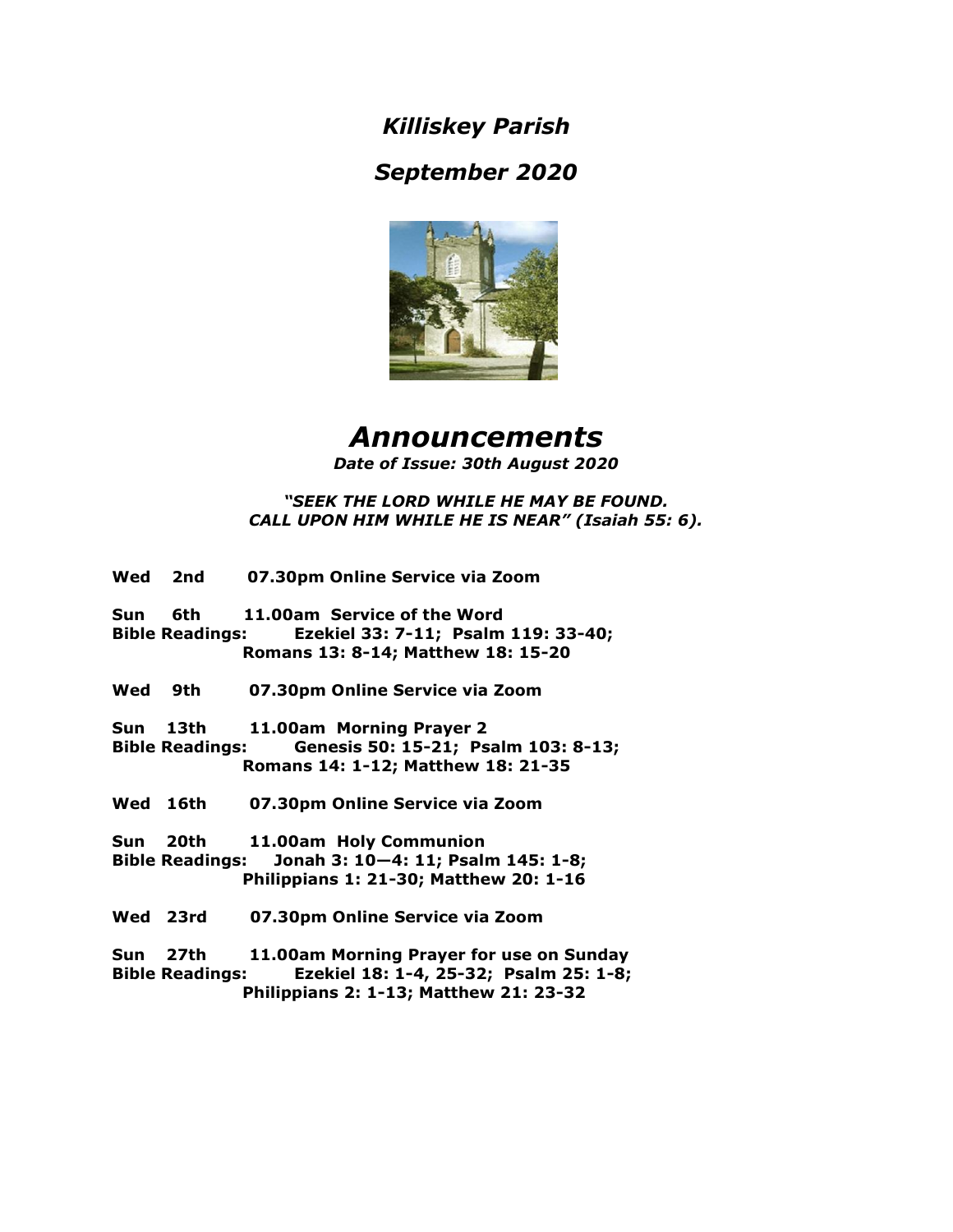# *Killiskey Parish*

## *September 2020*

# *Announcements*

***Date of Issue: 30th August 2020***

***"SEEK THE LORD WHILE HE MAY BE FOUND. CALL UPON HIM WHILE HE IS NEAR" (Isaiah 55: 6).***

**Wed 2nd 07.30pm Online Service via Zoom**

**Sun 6th 11.00am Service of the Word**
**Bible Readings: Ezekiel 33: 7-11; Psalm 119: 33-40; Romans 13: 8-14; Matthew 18: 15-20**

**Wed 9th 07.30pm Online Service via Zoom**

**Sun 13th 11.00am Morning Prayer 2**
**Bible Readings: Genesis 50: 15-21; Psalm 103: 8-13; Romans 14: 1-12; Matthew 18: 21-35**

**Wed 16th 07.30pm Online Service via Zoom**

**Sun 20th 11.00am Holy Communion**
**Bible Readings: Jonah 3: 10—4: 11; Psalm 145: 1-8; Philippians 1: 21-30; Matthew 20: 1-16**

**Wed 23rd 07.30pm Online Service via Zoom**

**Sun 27th 11.00am Morning Prayer for use on Sunday**
**Bible Readings: Ezekiel 18: 1-4, 25-32; Psalm 25: 1-8; Philippians 2: 1-13; Matthew 21: 23-32**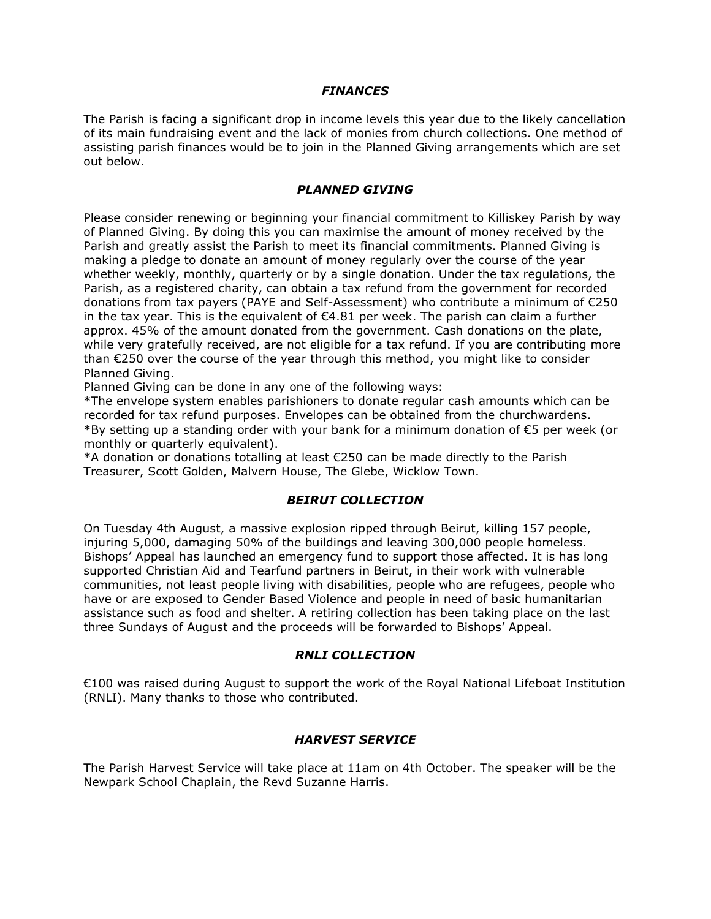## *FINANCES*

The Parish is facing a significant drop in income levels this year due to the likely cancellation of its main fundraising event and the lack of monies from church collections. One method of assisting parish finances would be to join in the Planned Giving arrangements which are set out below.

## *PLANNED GIVING*

Please consider renewing or beginning your financial commitment to Killiskey Parish by way of Planned Giving. By doing this you can maximise the amount of money received by the Parish and greatly assist the Parish to meet its financial commitments. Planned Giving is making a pledge to donate an amount of money regularly over the course of the year whether weekly, monthly, quarterly or by a single donation. Under the tax regulations, the Parish, as a registered charity, can obtain a tax refund from the government for recorded donations from tax payers (PAYE and Self-Assessment) who contribute a minimum of €250 in the tax year. This is the equivalent of €4.81 per week. The parish can claim a further approx. 45% of the amount donated from the government. Cash donations on the plate, while very gratefully received, are not eligible for a tax refund. If you are contributing more than €250 over the course of the year through this method, you might like to consider Planned Giving.

Planned Giving can be done in any one of the following ways:

*The envelope system enables parishioners to donate regular cash amounts which can be recorded for tax refund purposes. Envelopes can be obtained from the churchwardens.

*By setting up a standing order with your bank for a minimum donation of €5 per week (or monthly or quarterly equivalent).

*A donation or donations totalling at least €250 can be made directly to the Parish Treasurer, Scott Golden, Malvern House, The Glebe, Wicklow Town.

## *BEIRUT COLLECTION*

On Tuesday 4th August, a massive explosion ripped through Beirut, killing 157 people, injuring 5,000, damaging 50% of the buildings and leaving 300,000 people homeless. Bishops' Appeal has launched an emergency fund to support those affected. It is has long supported Christian Aid and Tearfund partners in Beirut, in their work with vulnerable communities, not least people living with disabilities, people who are refugees, people who have or are exposed to Gender Based Violence and people in need of basic humanitarian assistance such as food and shelter. A retiring collection has been taking place on the last three Sundays of August and the proceeds will be forwarded to Bishops' Appeal.

## *RNLI COLLECTION*

€100 was raised during August to support the work of the Royal National Lifeboat Institution (RNLI). Many thanks to those who contributed.

## *HARVEST SERVICE*

The Parish Harvest Service will take place at 11am on 4th October. The speaker will be the Newpark School Chaplain, the Revd Suzanne Harris.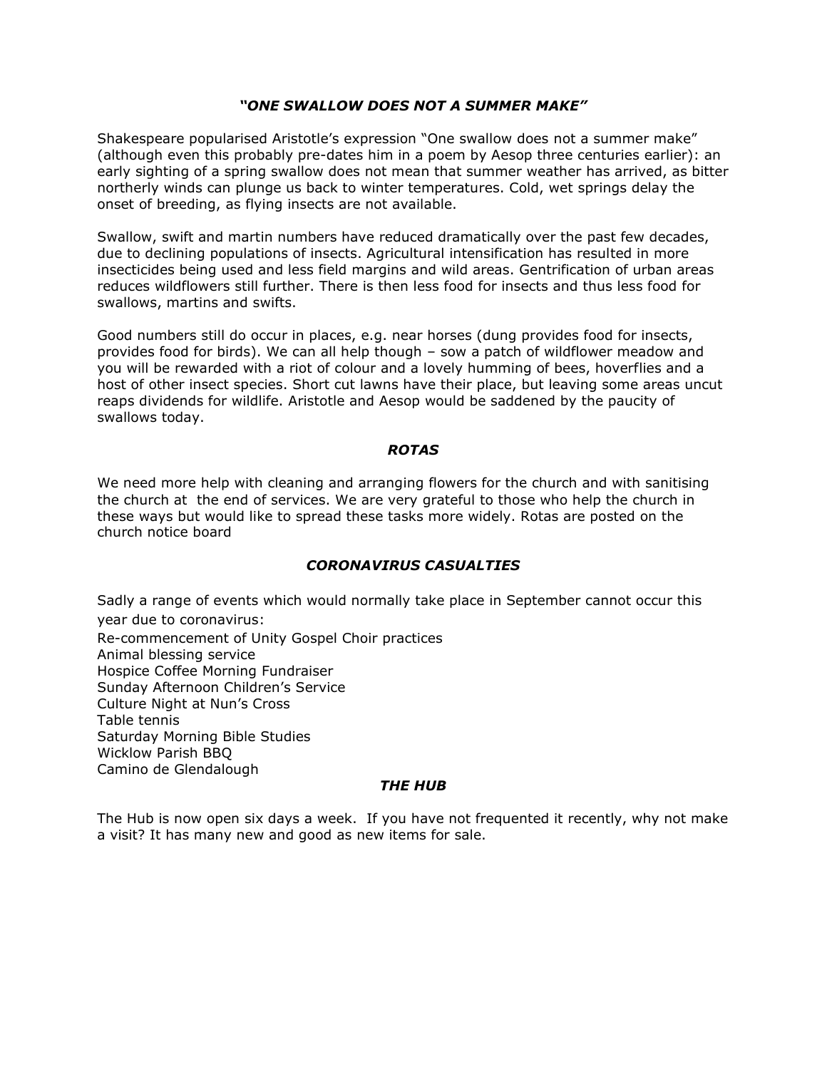## *"ONE SWALLOW DOES NOT A SUMMER MAKE"*

Shakespeare popularised Aristotle's expression "One swallow does not a summer make" (although even this probably pre-dates him in a poem by Aesop three centuries earlier): an early sighting of a spring swallow does not mean that summer weather has arrived, as bitter northerly winds can plunge us back to winter temperatures. Cold, wet springs delay the onset of breeding, as flying insects are not available.

Swallow, swift and martin numbers have reduced dramatically over the past few decades, due to declining populations of insects. Agricultural intensification has resulted in more insecticides being used and less field margins and wild areas. Gentrification of urban areas reduces wildflowers still further. There is then less food for insects and thus less food for swallows, martins and swifts.

Good numbers still do occur in places, e.g. near horses (dung provides food for insects, provides food for birds). We can all help though – sow a patch of wildflower meadow and you will be rewarded with a riot of colour and a lovely humming of bees, hoverflies and a host of other insect species. Short cut lawns have their place, but leaving some areas uncut reaps dividends for wildlife. Aristotle and Aesop would be saddened by the paucity of swallows today.

## *ROTAS*

We need more help with cleaning and arranging flowers for the church and with sanitising the church at the end of services. We are very grateful to those who help the church in these ways but would like to spread these tasks more widely. Rotas are posted on the church notice board

## *CORONAVIRUS CASUALTIES*

Sadly a range of events which would normally take place in September cannot occur this year due to coronavirus:

Re-commencement of Unity Gospel Choir practices
Animal blessing service
Hospice Coffee Morning Fundraiser
Sunday Afternoon Children's Service
Culture Night at Nun's Cross
Table tennis
Saturday Morning Bible Studies
Wicklow Parish BBQ
Camino de Glendalough

## *THE HUB*

The Hub is now open six days a week. If you have not frequented it recently, why not make a visit? It has many new and good as new items for sale.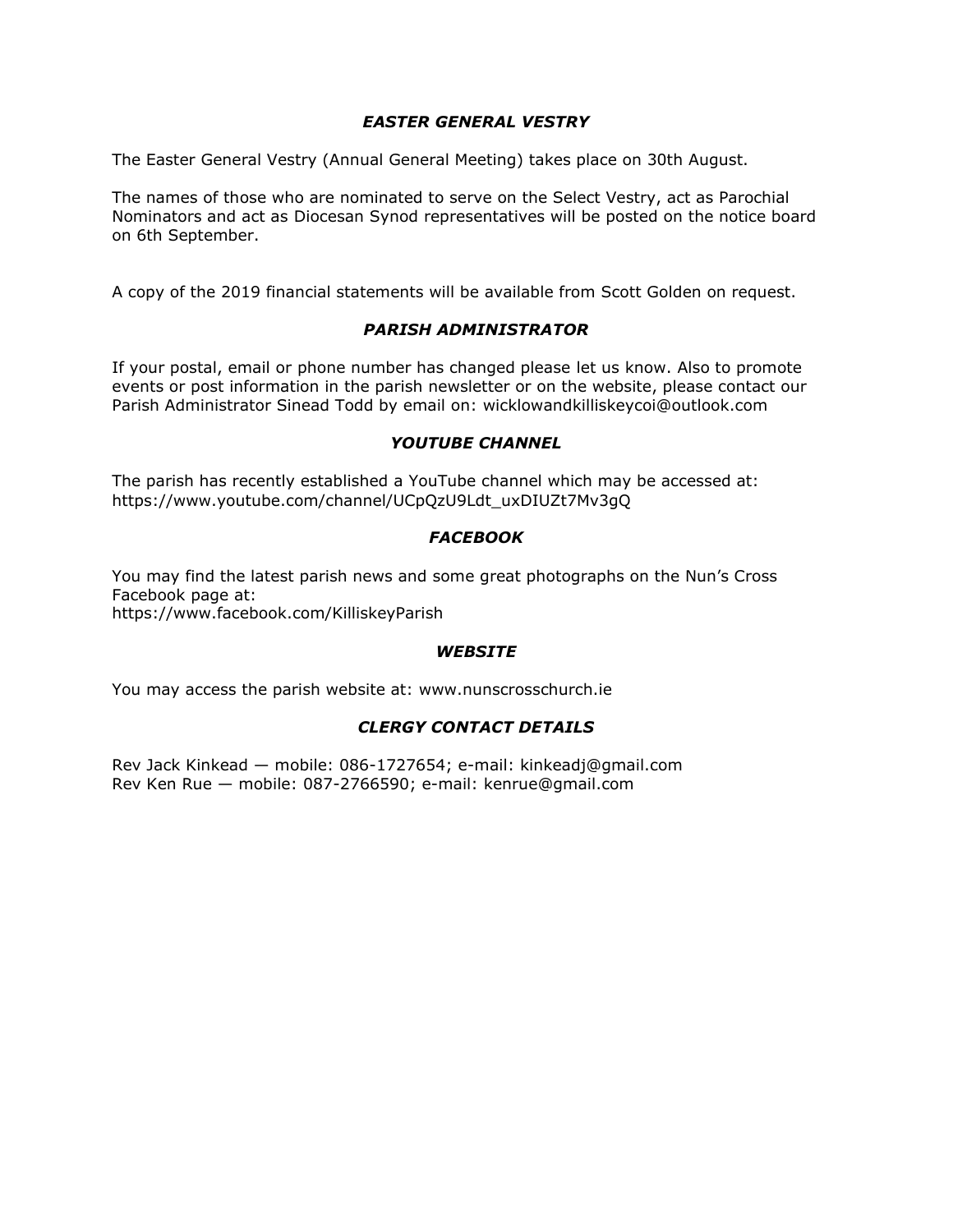### *EASTER GENERAL VESTRY*

The Easter General Vestry (Annual General Meeting) takes place on 30th August.

The names of those who are nominated to serve on the Select Vestry, act as Parochial Nominators and act as Diocesan Synod representatives will be posted on the notice board on 6th September.

A copy of the 2019 financial statements will be available from Scott Golden on request.

### *PARISH ADMINISTRATOR*

If your postal, email or phone number has changed please let us know. Also to promote events or post information in the parish newsletter or on the website, please contact our Parish Administrator Sinead Todd by email on: wicklowandkilliskeycoi@outlook.com

### *YOUTUBE CHANNEL*

The parish has recently established a YouTube channel which may be accessed at:
https://www.youtube.com/channel/UCpQzU9Ldt_uxDIUZt7Mv3gQ

### *FACEBOOK*

You may find the latest parish news and some great photographs on the Nun's Cross Facebook page at:
https://www.facebook.com/KilliskeyParish

### *WEBSITE*

You may access the parish website at: www.nunscrosschurch.ie

### *CLERGY CONTACT DETAILS*

Rev Jack Kinkead — mobile: 086-1727654; e-mail: kinkeadj@gmail.com
Rev Ken Rue — mobile: 087-2766590; e-mail: kenrue@gmail.com